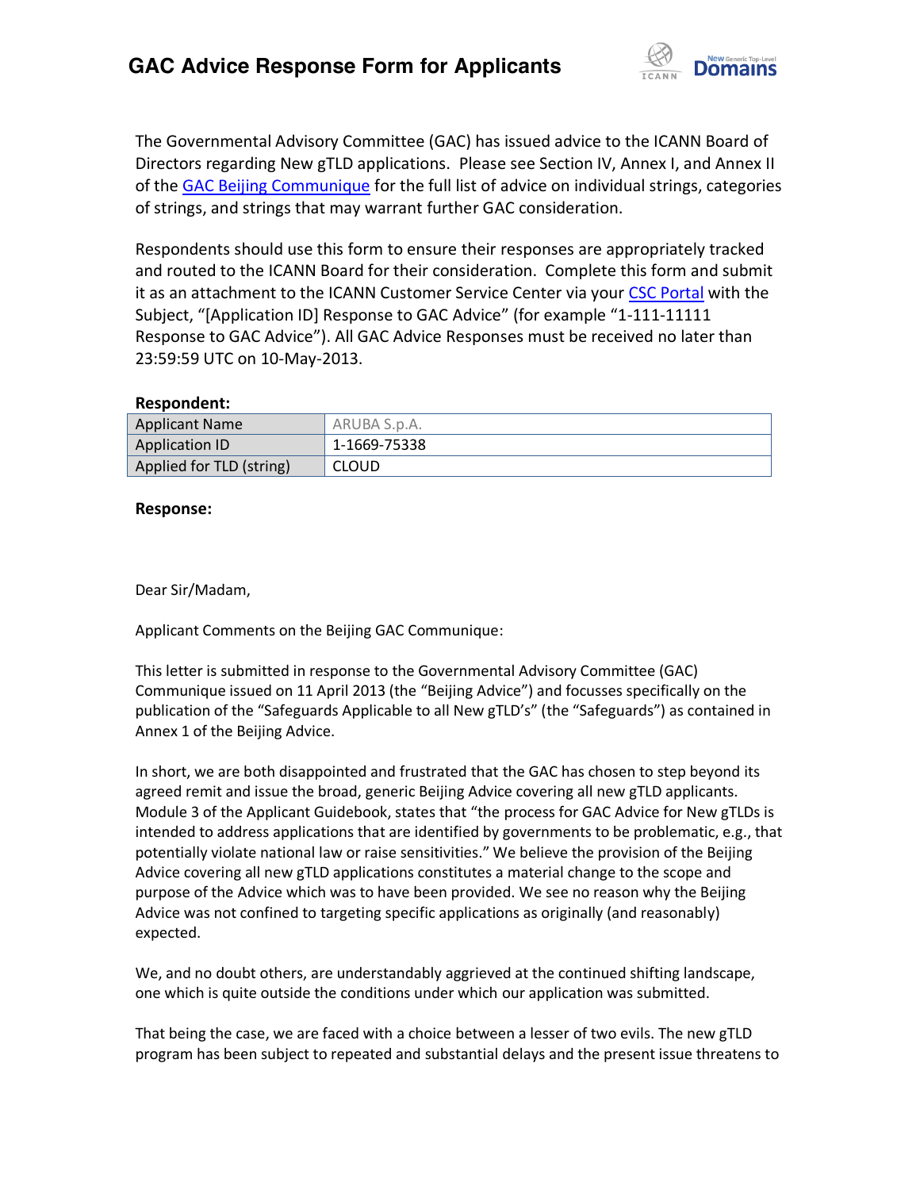# GAC Advice Response Form for Applicants

The Governmental Advisory Committee (GAC) has issued advice to the ICANN Board of Directors regarding New gTLD applications. Please see Section IV, Annex I, and Annex II of the GAC Beijing Communique for the full list of advice on individual strings, categories of strings, and strings that may warrant further GAC consideration.

Respondents should use this form to ensure their responses are appropriately tracked and routed to the ICANN Board for their consideration. Complete this form and submit it as an attachment to the ICANN Customer Service Center via your CSC Portal with the Subject, "[Application ID] Response to GAC Advice" (for example "1-111-11111 Response to GAC Advice"). All GAC Advice Responses must be received no later than 23:59:59 UTC on 10-May-2013.

**Respondent:**

| Applicant Name | ARUBA S.p.A. |
|---|---|
| Application ID | 1-1669-75338 |
| Applied for TLD (string) | CLOUD |

**Response:**

Dear Sir/Madam,

Applicant Comments on the Beijing GAC Communique:

This letter is submitted in response to the Governmental Advisory Committee (GAC) Communique issued on 11 April 2013 (the "Beijing Advice") and focusses specifically on the publication of the "Safeguards Applicable to all New gTLD's" (the "Safeguards") as contained in Annex 1 of the Beijing Advice.

In short, we are both disappointed and frustrated that the GAC has chosen to step beyond its agreed remit and issue the broad, generic Beijing Advice covering all new gTLD applicants. Module 3 of the Applicant Guidebook, states that "the process for GAC Advice for New gTLDs is intended to address applications that are identified by governments to be problematic, e.g., that potentially violate national law or raise sensitivities." We believe the provision of the Beijing Advice covering all new gTLD applications constitutes a material change to the scope and purpose of the Advice which was to have been provided. We see no reason why the Beijing Advice was not confined to targeting specific applications as originally (and reasonably) expected.

We, and no doubt others, are understandably aggrieved at the continued shifting landscape, one which is quite outside the conditions under which our application was submitted.

That being the case, we are faced with a choice between a lesser of two evils. The new gTLD program has been subject to repeated and substantial delays and the present issue threatens to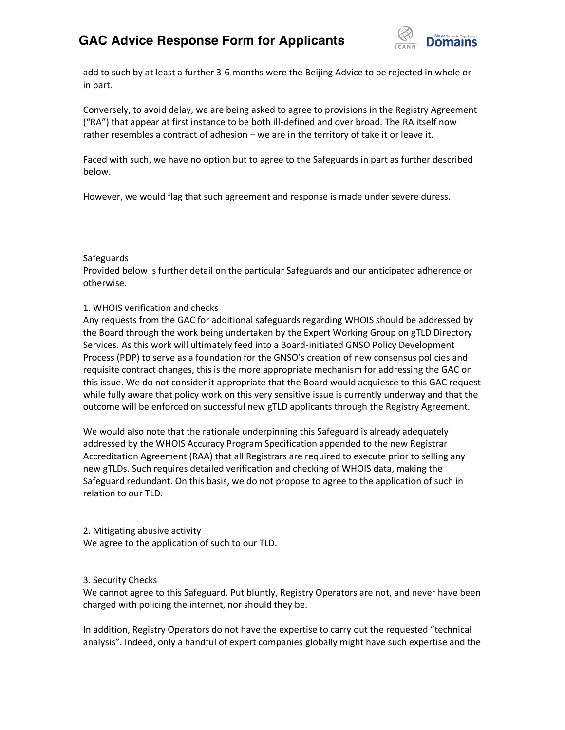add to such by at least a further 3-6 months were the Beijing Advice to be rejected in whole or in part.

Conversely, to avoid delay, we are being asked to agree to provisions in the Registry Agreement ("RA") that appear at first instance to be both ill-defined and over broad. The RA itself now rather resembles a contract of adhesion – we are in the territory of take it or leave it.

Faced with such, we have no option but to agree to the Safeguards in part as further described below.

However, we would flag that such agreement and response is made under severe duress.

Safeguards

Provided below is further detail on the particular Safeguards and our anticipated adherence or otherwise.

1. WHOIS verification and checks

Any requests from the GAC for additional safeguards regarding WHOIS should be addressed by the Board through the work being undertaken by the Expert Working Group on gTLD Directory Services. As this work will ultimately feed into a Board-initiated GNSO Policy Development Process (PDP) to serve as a foundation for the GNSO's creation of new consensus policies and requisite contract changes, this is the more appropriate mechanism for addressing the GAC on this issue. We do not consider it appropriate that the Board would acquiesce to this GAC request while fully aware that policy work on this very sensitive issue is currently underway and that the outcome will be enforced on successful new gTLD applicants through the Registry Agreement.

We would also note that the rationale underpinning this Safeguard is already adequately addressed by the WHOIS Accuracy Program Specification appended to the new Registrar Accreditation Agreement (RAA) that all Registrars are required to execute prior to selling any new gTLDs. Such requires detailed verification and checking of WHOIS data, making the Safeguard redundant. On this basis, we do not propose to agree to the application of such in relation to our TLD.

2. Mitigating abusive activity

We agree to the application of such to our TLD.

3. Security Checks

We cannot agree to this Safeguard. Put bluntly, Registry Operators are not, and never have been charged with policing the internet, nor should they be.

In addition, Registry Operators do not have the expertise to carry out the requested "technical analysis". Indeed, only a handful of expert companies globally might have such expertise and the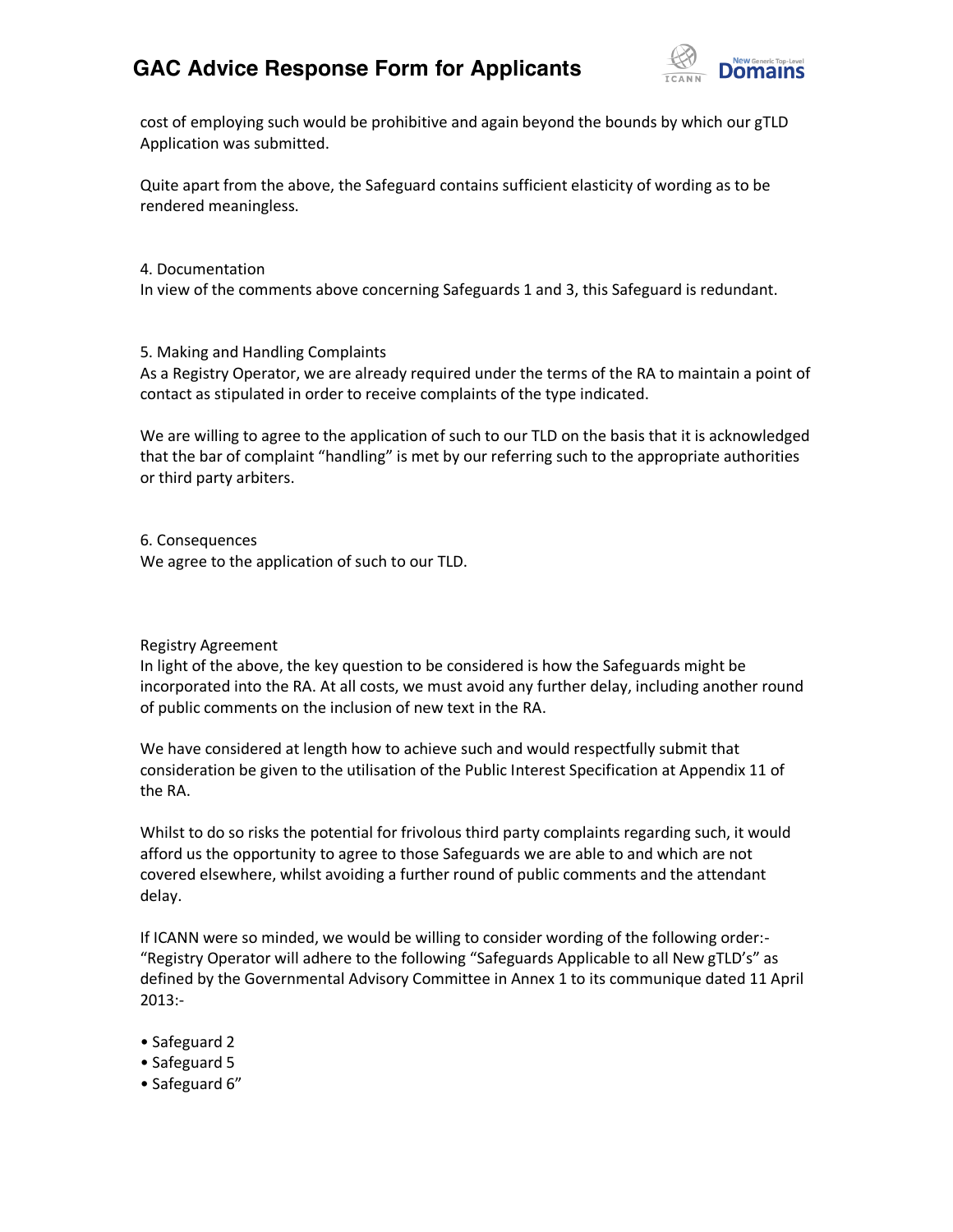cost of employing such would be prohibitive and again beyond the bounds by which our gTLD Application was submitted.

Quite apart from the above, the Safeguard contains sufficient elasticity of wording as to be rendered meaningless.

4. Documentation
In view of the comments above concerning Safeguards 1 and 3, this Safeguard is redundant.

5. Making and Handling Complaints
As a Registry Operator, we are already required under the terms of the RA to maintain a point of contact as stipulated in order to receive complaints of the type indicated.

We are willing to agree to the application of such to our TLD on the basis that it is acknowledged that the bar of complaint "handling" is met by our referring such to the appropriate authorities or third party arbiters.

6. Consequences
We agree to the application of such to our TLD.

Registry Agreement
In light of the above, the key question to be considered is how the Safeguards might be incorporated into the RA. At all costs, we must avoid any further delay, including another round of public comments on the inclusion of new text in the RA.

We have considered at length how to achieve such and would respectfully submit that consideration be given to the utilisation of the Public Interest Specification at Appendix 11 of the RA.

Whilst to do so risks the potential for frivolous third party complaints regarding such, it would afford us the opportunity to agree to those Safeguards we are able to and which are not covered elsewhere, whilst avoiding a further round of public comments and the attendant delay.

If ICANN were so minded, we would be willing to consider wording of the following order:-
"Registry Operator will adhere to the following "Safeguards Applicable to all New gTLD's" as defined by the Governmental Advisory Committee in Annex 1 to its communique dated 11 April 2013:-

- Safeguard 2
- Safeguard 5
- Safeguard 6"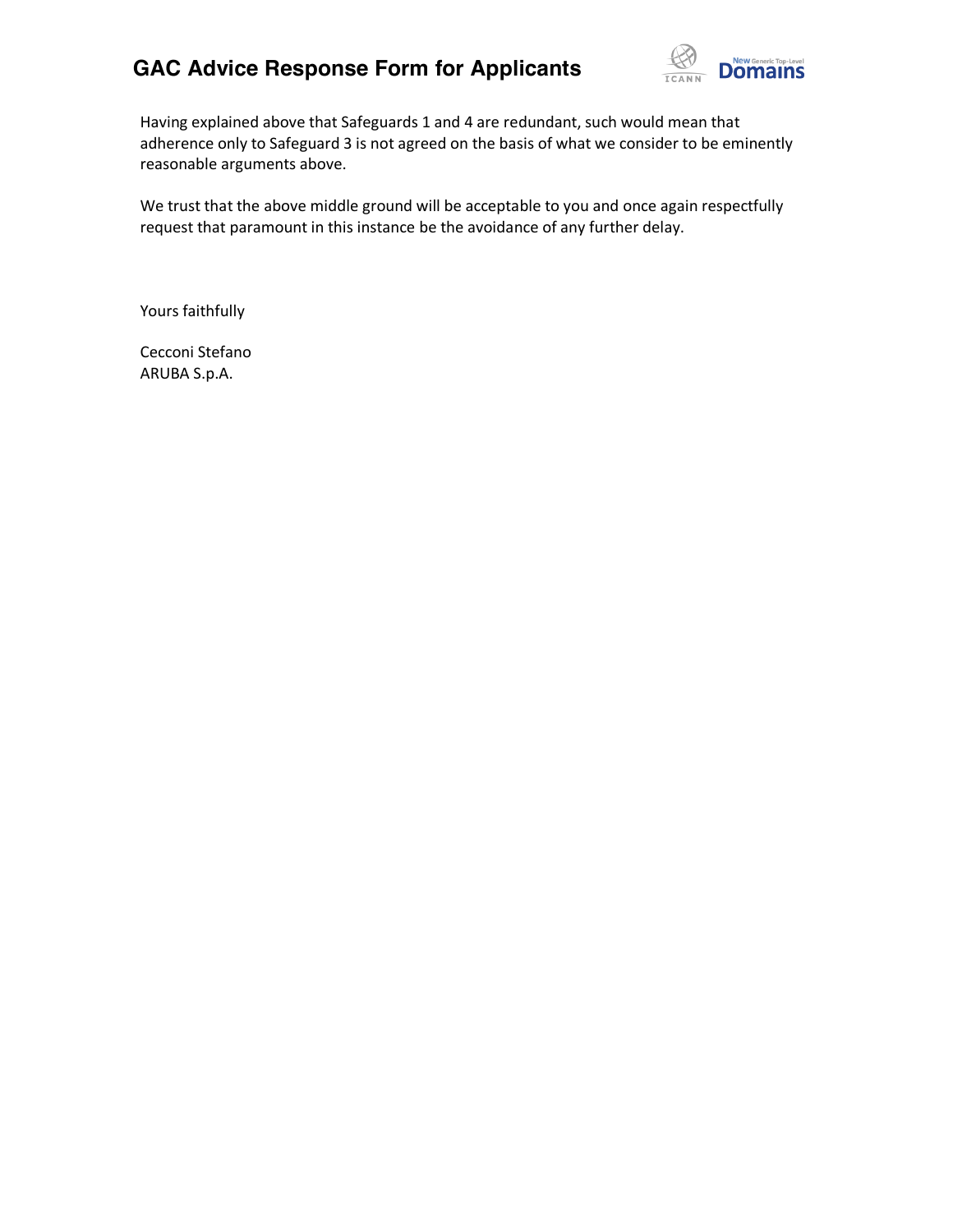Having explained above that Safeguards 1 and 4 are redundant, such would mean that adherence only to Safeguard 3 is not agreed on the basis of what we consider to be eminently reasonable arguments above.

We trust that the above middle ground will be acceptable to you and once again respectfully request that paramount in this instance be the avoidance of any further delay.

Yours faithfully

Cecconi Stefano  
ARUBA S.p.A.